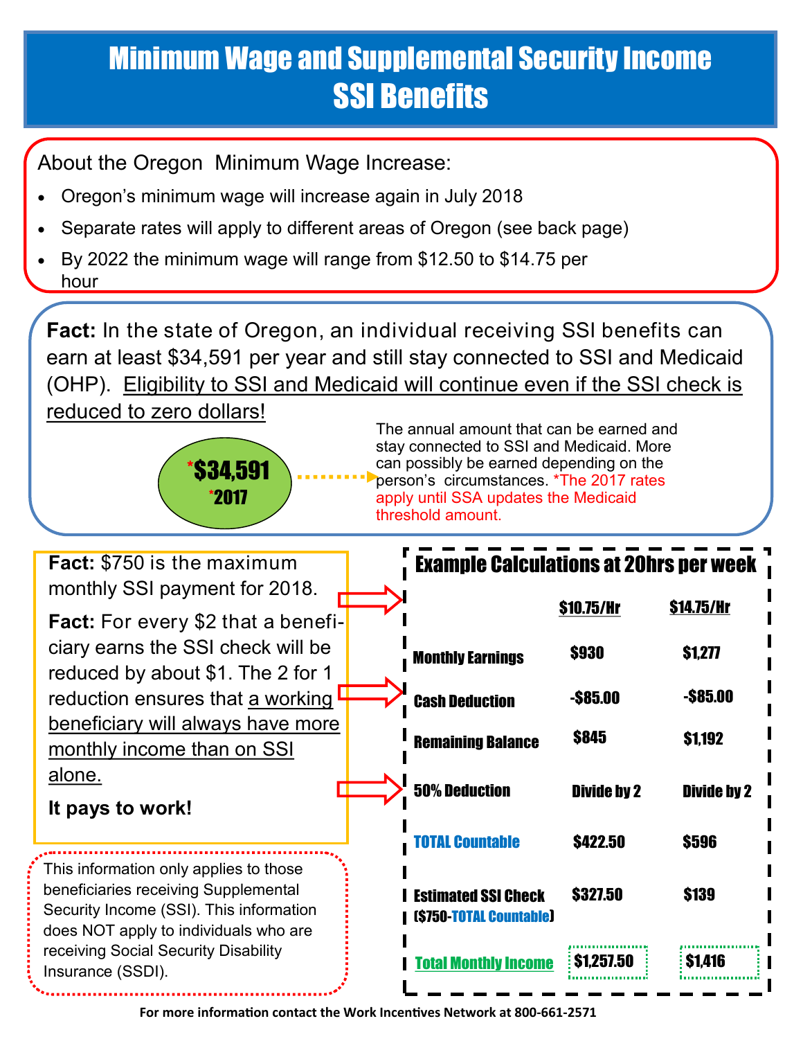# Minimum Wage and Supplemental Security Income SSI Benefits

About the Oregon Minimum Wage Increase:

- Oregon's minimum wage will increase again in July 2018
- Separate rates will apply to different areas of Oregon (see back page)
- By 2022 the minimum wage will range from $12.50 to $14.75 per hour

**Fact:** In the state of Oregon, an individual receiving SSI benefits can earn at least $34,591 per year and still stay connected to SSI and Medicaid (OHP). Eligibility to SSI and Medicaid will continue even if the SSI check is reduced to zero dollars!

***$34,591**
***2017**

The annual amount that can be earned and stay connected to SSI and Medicaid. More can possibly be earned depending on the person's circumstances. *The 2017 rates apply until SSA updates the Medicaid threshold amount.

**Fact:** $750 is the maximum monthly SSI payment for 2018.

**Fact:** For every $2 that a beneficiary earns the SSI check will be reduced by about $1. The 2 for 1 reduction ensures that a working beneficiary will always have more monthly income than on SSI alone.

**It pays to work!**

This information only applies to those beneficiaries receiving Supplemental Security Income (SSI). This information does NOT apply to individuals who are receiving Social Security Disability Insurance (SSDI).

### Example Calculations at 20hrs per week

| | $10.75/Hr | $14.75/Hr |
|---|---|---|
| Monthly Earnings | $930 | $1,277 |
| Cash Deduction | -$85.00 | -$85.00 |
| Remaining Balance | $845 | $1,192 |
| 50% Deduction | Divide by 2 | Divide by 2 |
| TOTAL Countable | $422.50 | $596 |
| Estimated SSI Check ($750-TOTAL Countable) | $327.50 | $139 |
| Total Monthly Income | $1,257.50 | $1,416 |

For more information contact the Work Incentives Network at 800-661-2571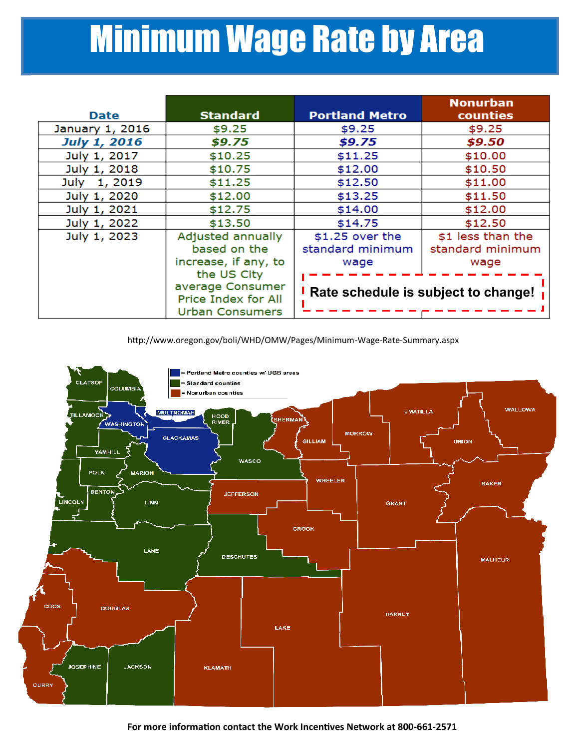# Minimum Wage Rate by Area

| Date | Standard | Portland Metro | Nonurban counties |
|---|---|---|---|
| January 1, 2016 | $9.25 | $9.25 | $9.25 |
| ***July 1, 2016*** | ***$9.75*** | ***$9.75*** | ***$9.50*** |
| July 1, 2017 | $10.25 | $11.25 | $10.00 |
| July 1, 2018 | $10.75 | $12.00 | $10.50 |
| July 1, 2019 | $11.25 | $12.50 | $11.00 |
| July 1, 2020 | $12.00 | $13.25 | $11.50 |
| July 1, 2021 | $12.75 | $14.00 | $12.00 |
| July 1, 2022 | $13.50 | $14.75 | $12.50 |
| July 1, 2023 | Adjusted annually based on the increase, if any, to the US City average Consumer Price Index for All Urban Consumers | $1.25 over the standard minimum wage | $1 less than the standard minimum wage |

**Rate schedule is subject to change!**

http://www.oregon.gov/boli/WHD/OMW/Pages/Minimum-Wage-Rate-Summary.aspx

= Portland Metro counties w/ UGB areas
= Standard counties
= Nonurban counties

CLATSOP COLUMBIA TILLAMOOK WASHINGTON MULTNOMAH HOOD RIVER SHERMAN GILLIAM MORROW UMATILLA UNION WALLOWA CLACKAMAS YAMHILL POLK MARION WASCO WHEELER BAKER LINCOLN BENTON LINN JEFFERSON GRANT CROOK LANE DESCHUTES MALHEUR COOS DOUGLAS HARNEY LAKE JOSEPHINE JACKSON KLAMATH CURRY

**For more information contact the Work Incentives Network at 800-661-2571**